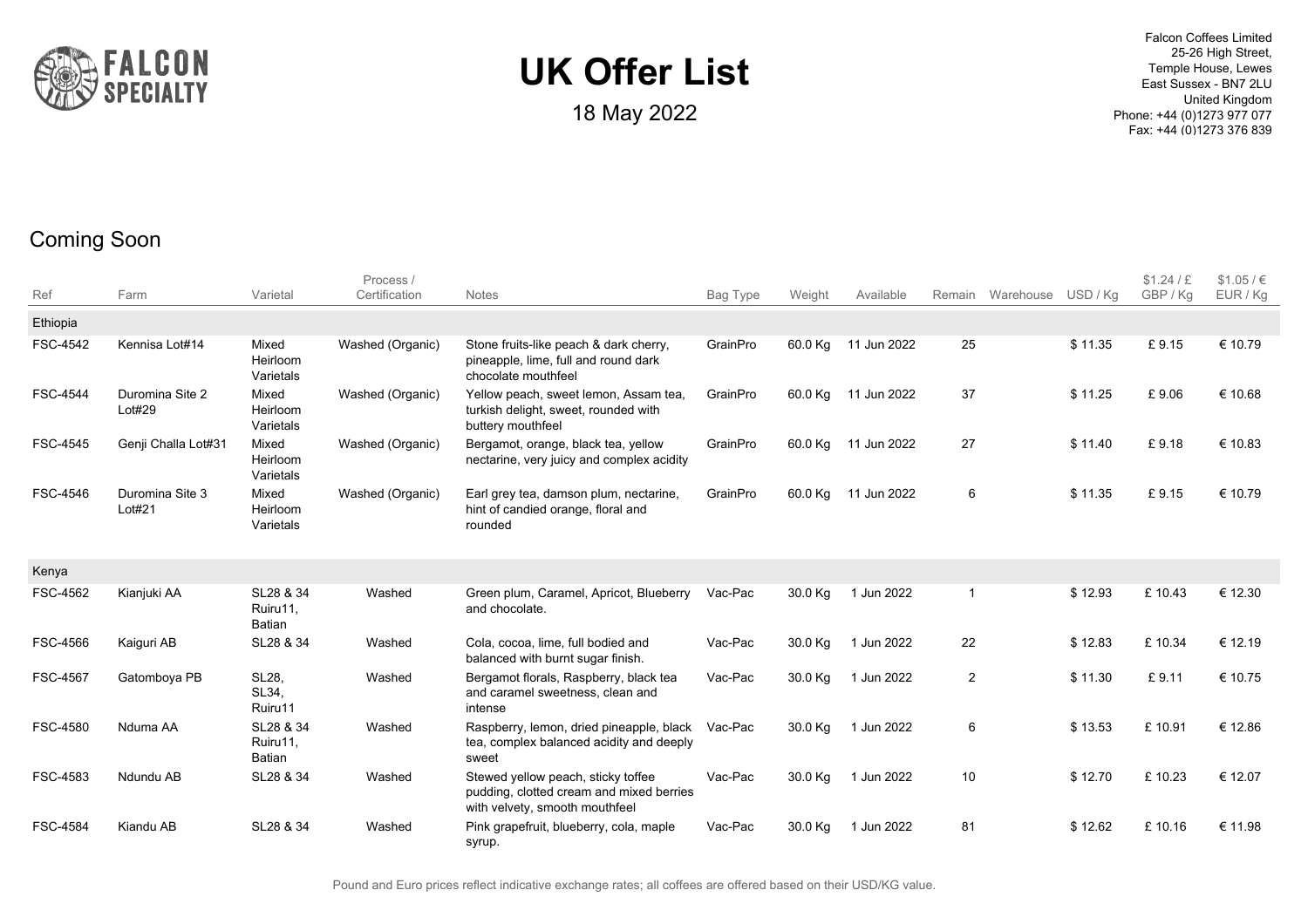# UK Offer List

18 May 2022

Falcon Coffees Limited
25-26 High Street,
Temple House, Lewes
East Sussex - BN7 2LU
United Kingdom
Phone: +44 (0)1273 977 077
Fax: +44 (0)1273 376 839

## Coming Soon

| Ref | Farm | Varietal | Process / Certification | Notes | Bag Type | Weight | Available | Remain | Warehouse | USD / Kg | $1.24 / £ GBP / Kg | $1.05 / € EUR / Kg |
|---|---|---|---|---|---|---|---|---|---|---|---|---|
| **Ethiopia** | | | | | | | | | | | | |
| FSC-4542 | Kennisa Lot#14 | Mixed Heirloom Varietals | Washed (Organic) | Stone fruits-like peach & dark cherry, pineapple, lime, full and round dark chocolate mouthfeel | GrainPro | 60.0 Kg | 11 Jun 2022 | 25 | | $ 11.35 | £ 9.15 | € 10.79 |
| FSC-4544 | Duromina Site 2 Lot#29 | Mixed Heirloom Varietals | Washed (Organic) | Yellow peach, sweet lemon, Assam tea, turkish delight, sweet, rounded with buttery mouthfeel | GrainPro | 60.0 Kg | 11 Jun 2022 | 37 | | $ 11.25 | £ 9.06 | € 10.68 |
| FSC-4545 | Genji Challa Lot#31 | Mixed Heirloom Varietals | Washed (Organic) | Bergamot, orange, black tea, yellow nectarine, very juicy and complex acidity | GrainPro | 60.0 Kg | 11 Jun 2022 | 27 | | $ 11.40 | £ 9.18 | € 10.83 |
| FSC-4546 | Duromina Site 3 Lot#21 | Mixed Heirloom Varietals | Washed (Organic) | Earl grey tea, damson plum, nectarine, hint of candied orange, floral and rounded | GrainPro | 60.0 Kg | 11 Jun 2022 | 6 | | $ 11.35 | £ 9.15 | € 10.79 |
| **Kenya** | | | | | | | | | | | | |
| FSC-4562 | Kianjuki AA | SL28 & 34 Ruiru11, Batian | Washed | Green plum, Caramel, Apricot, Blueberry and chocolate. | Vac-Pac | 30.0 Kg | 1 Jun 2022 | 1 | | $ 12.93 | £ 10.43 | € 12.30 |
| FSC-4566 | Kaiguri AB | SL28 & 34 | Washed | Cola, cocoa, lime, full bodied and balanced with burnt sugar finish. | Vac-Pac | 30.0 Kg | 1 Jun 2022 | 22 | | $ 12.83 | £ 10.34 | € 12.19 |
| FSC-4567 | Gatomboya PB | SL28, SL34, Ruiru11 | Washed | Bergamot florals, Raspberry, black tea and caramel sweetness, clean and intense | Vac-Pac | 30.0 Kg | 1 Jun 2022 | 2 | | $ 11.30 | £ 9.11 | € 10.75 |
| FSC-4580 | Nduma AA | SL28 & 34 Ruiru11, Batian | Washed | Raspberry, lemon, dried pineapple, black tea, complex balanced acidity and deeply sweet | Vac-Pac | 30.0 Kg | 1 Jun 2022 | 6 | | $ 13.53 | £ 10.91 | € 12.86 |
| FSC-4583 | Ndundu AB | SL28 & 34 | Washed | Stewed yellow peach, sticky toffee pudding, clotted cream and mixed berries with velvety, smooth mouthfeel | Vac-Pac | 30.0 Kg | 1 Jun 2022 | 10 | | $ 12.70 | £ 10.23 | € 12.07 |
| FSC-4584 | Kiandu AB | SL28 & 34 | Washed | Pink grapefruit, blueberry, cola, maple syrup. | Vac-Pac | 30.0 Kg | 1 Jun 2022 | 81 | | $ 12.62 | £ 10.16 | € 11.98 |

Pound and Euro prices reflect indicative exchange rates; all coffees are offered based on their USD/KG value.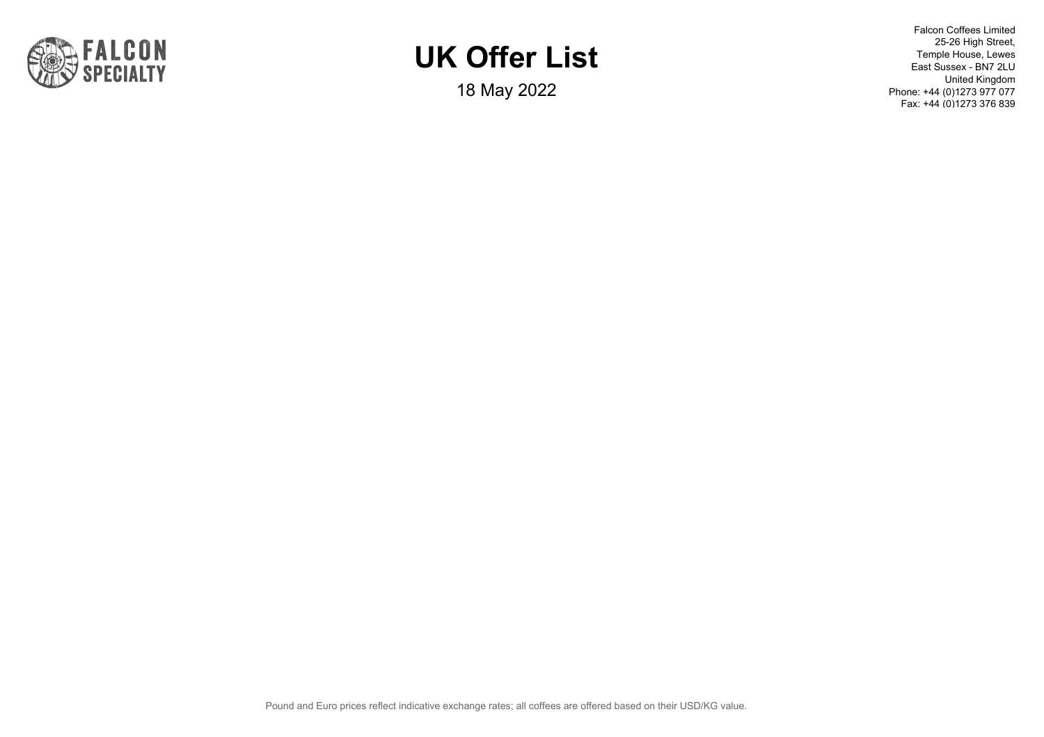**FALCON SPECIALTY**

# UK Offer List

18 May 2022

Falcon Coffees Limited
25-26 High Street,
Temple House, Lewes
East Sussex - BN7 2LU
United Kingdom
Phone: +44 (0)1273 977 077
Fax: +44 (0)1273 376 839

Pound and Euro prices reflect indicative exchange rates; all coffees are offered based on their USD/KG value.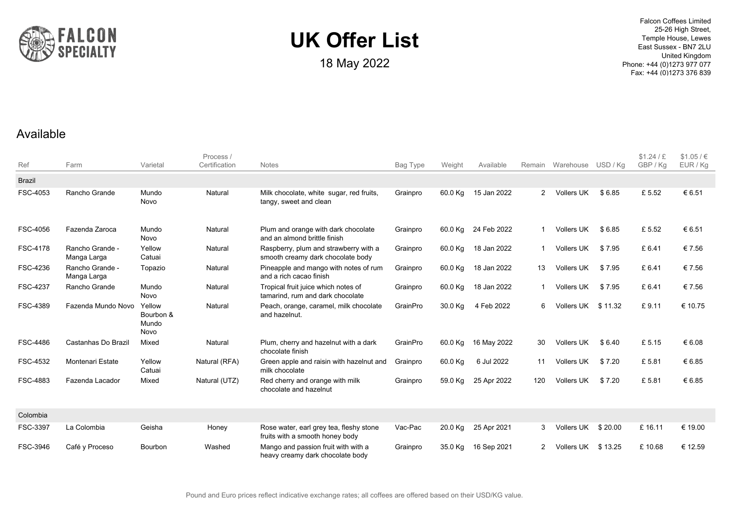# UK Offer List

18 May 2022

Falcon Coffees Limited
25-26 High Street,
Temple House, Lewes
East Sussex - BN7 2LU
United Kingdom
Phone: +44 (0)1273 977 077
Fax: +44 (0)1273 376 839

## Available

| Ref | Farm | Varietal | Process / Certification | Notes | Bag Type | Weight | Available | Remain | Warehouse | USD / Kg | $1.24 / £ GBP / Kg | $1.05 / € EUR / Kg |
|---|---|---|---|---|---|---|---|---|---|---|---|---|
| **Brazil** | | | | | | | | | | | | |
| FSC-4053 | Rancho Grande | Mundo Novo | Natural | Milk chocolate, white sugar, red fruits, tangy, sweet and clean | Grainpro | 60.0 Kg | 15 Jan 2022 | 2 | Vollers UK | $ 6.85 | £ 5.52 | € 6.51 |
| FSC-4056 | Fazenda Zaroca | Mundo Novo | Natural | Plum and orange with dark chocolate and an almond brittle finish | Grainpro | 60.0 Kg | 24 Feb 2022 | 1 | Vollers UK | $ 6.85 | £ 5.52 | € 6.51 |
| FSC-4178 | Rancho Grande - Manga Larga | Yellow Catuai | Natural | Raspberry, plum and strawberry with a smooth creamy dark chocolate body | Grainpro | 60.0 Kg | 18 Jan 2022 | 1 | Vollers UK | $ 7.95 | £ 6.41 | € 7.56 |
| FSC-4236 | Rancho Grande - Manga Larga | Topazio | Natural | Pineapple and mango with notes of rum and a rich cacao finish | Grainpro | 60.0 Kg | 18 Jan 2022 | 13 | Vollers UK | $ 7.95 | £ 6.41 | € 7.56 |
| FSC-4237 | Rancho Grande | Mundo Novo | Natural | Tropical fruit juice which notes of tamarind, rum and dark chocolate | Grainpro | 60.0 Kg | 18 Jan 2022 | 1 | Vollers UK | $ 7.95 | £ 6.41 | € 7.56 |
| FSC-4389 | Fazenda Mundo Novo | Yellow Bourbon & Mundo Novo | Natural | Peach, orange, caramel, milk chocolate and hazelnut. | GrainPro | 30.0 Kg | 4 Feb 2022 | 6 | Vollers UK | $ 11.32 | £ 9.11 | € 10.75 |
| FSC-4486 | Castanhas Do Brazil | Mixed | Natural | Plum, cherry and hazelnut with a dark chocolate finish | GrainPro | 60.0 Kg | 16 May 2022 | 30 | Vollers UK | $ 6.40 | £ 5.15 | € 6.08 |
| FSC-4532 | Montenari Estate | Yellow Catuai | Natural (RFA) | Green apple and raisin with hazelnut and milk chocolate | Grainpro | 60.0 Kg | 6 Jul 2022 | 11 | Vollers UK | $ 7.20 | £ 5.81 | € 6.85 |
| FSC-4883 | Fazenda Lacador | Mixed | Natural (UTZ) | Red cherry and orange with milk chocolate and hazelnut | Grainpro | 59.0 Kg | 25 Apr 2022 | 120 | Vollers UK | $ 7.20 | £ 5.81 | € 6.85 |
| **Colombia** | | | | | | | | | | | | |
| FSC-3397 | La Colombia | Geisha | Honey | Rose water, earl grey tea, fleshy stone fruits with a smooth honey body | Vac-Pac | 20.0 Kg | 25 Apr 2021 | 3 | Vollers UK | $ 20.00 | £ 16.11 | € 19.00 |
| FSC-3946 | Café y Proceso | Bourbon | Washed | Mango and passion fruit with with a heavy creamy dark chocolate body | Grainpro | 35.0 Kg | 16 Sep 2021 | 2 | Vollers UK | $ 13.25 | £ 10.68 | € 12.59 |

Pound and Euro prices reflect indicative exchange rates; all coffees are offered based on their USD/KG value.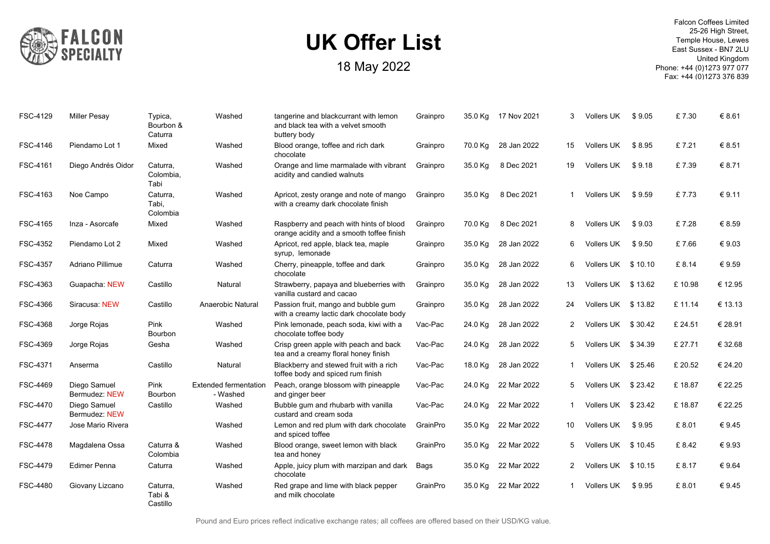# UK Offer List

18 May 2022

Falcon Coffees Limited
25-26 High Street,
Temple House, Lewes
East Sussex - BN7 2LU
United Kingdom
Phone: +44 (0)1273 977 077
Fax: +44 (0)1273 376 839

| | | | | | | | | | | | | |
|---|---|---|---|---|---|---|---|---|---|---|---|---|
| FSC-4129 | Miller Pesay | Typica, Bourbon & Caturra | Washed | tangerine and blackcurrant with lemon and black tea with a velvet smooth buttery body | Grainpro | 35.0 Kg | 17 Nov 2021 | 3 | Vollers UK | $ 9.05 | £ 7.30 | € 8.61 |
| FSC-4146 | Piendamo Lot 1 | Mixed | Washed | Blood orange, toffee and rich dark chocolate | Grainpro | 70.0 Kg | 28 Jan 2022 | 15 | Vollers UK | $ 8.95 | £ 7.21 | € 8.51 |
| FSC-4161 | Diego Andrés Oidor | Caturra, Colombia, Tabi | Washed | Orange and lime marmalade with vibrant acidity and candied walnuts | Grainpro | 35.0 Kg | 8 Dec 2021 | 19 | Vollers UK | $ 9.18 | £ 7.39 | € 8.71 |
| FSC-4163 | Noe Campo | Caturra, Tabi, Colombia | Washed | Apricot, zesty orange and note of mango with a creamy dark chocolate finish | Grainpro | 35.0 Kg | 8 Dec 2021 | 1 | Vollers UK | $ 9.59 | £ 7.73 | € 9.11 |
| FSC-4165 | Inza - Asorcafe | Mixed | Washed | Raspberry and peach with hints of blood orange acidity and a smooth toffee finish | Grainpro | 70.0 Kg | 8 Dec 2021 | 8 | Vollers UK | $ 9.03 | £ 7.28 | € 8.59 |
| FSC-4352 | Piendamo Lot 2 | Mixed | Washed | Apricot, red apple, black tea, maple syrup, lemonade | Grainpro | 35.0 Kg | 28 Jan 2022 | 6 | Vollers UK | $ 9.50 | £ 7.66 | € 9.03 |
| FSC-4357 | Adriano Pillimue | Caturra | Washed | Cherry, pineapple, toffee and dark chocolate | Grainpro | 35.0 Kg | 28 Jan 2022 | 6 | Vollers UK | $ 10.10 | £ 8.14 | € 9.59 |
| FSC-4363 | Guapacha: NEW | Castillo | Natural | Strawberry, papaya and blueberries with vanilla custard and cacao | Grainpro | 35.0 Kg | 28 Jan 2022 | 13 | Vollers UK | $ 13.62 | £ 10.98 | € 12.95 |
| FSC-4366 | Siracusa: NEW | Castillo | Anaerobic Natural | Passion fruit, mango and bubble gum with a creamy lactic dark chocolate body | Grainpro | 35.0 Kg | 28 Jan 2022 | 24 | Vollers UK | $ 13.82 | £ 11.14 | € 13.13 |
| FSC-4368 | Jorge Rojas | Pink Bourbon | Washed | Pink lemonade, peach soda, kiwi with a chocolate toffee body | Vac-Pac | 24.0 Kg | 28 Jan 2022 | 2 | Vollers UK | $ 30.42 | £ 24.51 | € 28.91 |
| FSC-4369 | Jorge Rojas | Gesha | Washed | Crisp green apple with peach and back tea and a creamy floral honey finish | Vac-Pac | 24.0 Kg | 28 Jan 2022 | 5 | Vollers UK | $ 34.39 | £ 27.71 | € 32.68 |
| FSC-4371 | Anserma | Castillo | Natural | Blackberry and stewed fruit with a rich toffee body and spiced rum finish | Vac-Pac | 18.0 Kg | 28 Jan 2022 | 1 | Vollers UK | $ 25.46 | £ 20.52 | € 24.20 |
| FSC-4469 | Diego Samuel Bermudez: NEW | Pink Bourbon | Extended fermentation - Washed | Peach, orange blossom with pineapple and ginger beer | Vac-Pac | 24.0 Kg | 22 Mar 2022 | 5 | Vollers UK | $ 23.42 | £ 18.87 | € 22.25 |
| FSC-4470 | Diego Samuel Bermudez: NEW | Castillo | Washed | Bubble gum and rhubarb with vanilla custard and cream soda | Vac-Pac | 24.0 Kg | 22 Mar 2022 | 1 | Vollers UK | $ 23.42 | £ 18.87 | € 22.25 |
| FSC-4477 | Jose Mario Rivera | | Washed | Lemon and red plum with dark chocolate and spiced toffee | GrainPro | 35.0 Kg | 22 Mar 2022 | 10 | Vollers UK | $ 9.95 | £ 8.01 | € 9.45 |
| FSC-4478 | Magdalena Ossa | Caturra & Colombia | Washed | Blood orange, sweet lemon with black tea and honey | GrainPro | 35.0 Kg | 22 Mar 2022 | 5 | Vollers UK | $ 10.45 | £ 8.42 | € 9.93 |
| FSC-4479 | Edimer Penna | Caturra | Washed | Apple, juicy plum with marzipan and dark chocolate | Bags | 35.0 Kg | 22 Mar 2022 | 2 | Vollers UK | $ 10.15 | £ 8.17 | € 9.64 |
| FSC-4480 | Giovany Lizcano | Caturra, Tabi & Castillo | Washed | Red grape and lime with black pepper and milk chocolate | GrainPro | 35.0 Kg | 22 Mar 2022 | 1 | Vollers UK | $ 9.95 | £ 8.01 | € 9.45 |

Pound and Euro prices reflect indicative exchange rates; all coffees are offered based on their USD/KG value.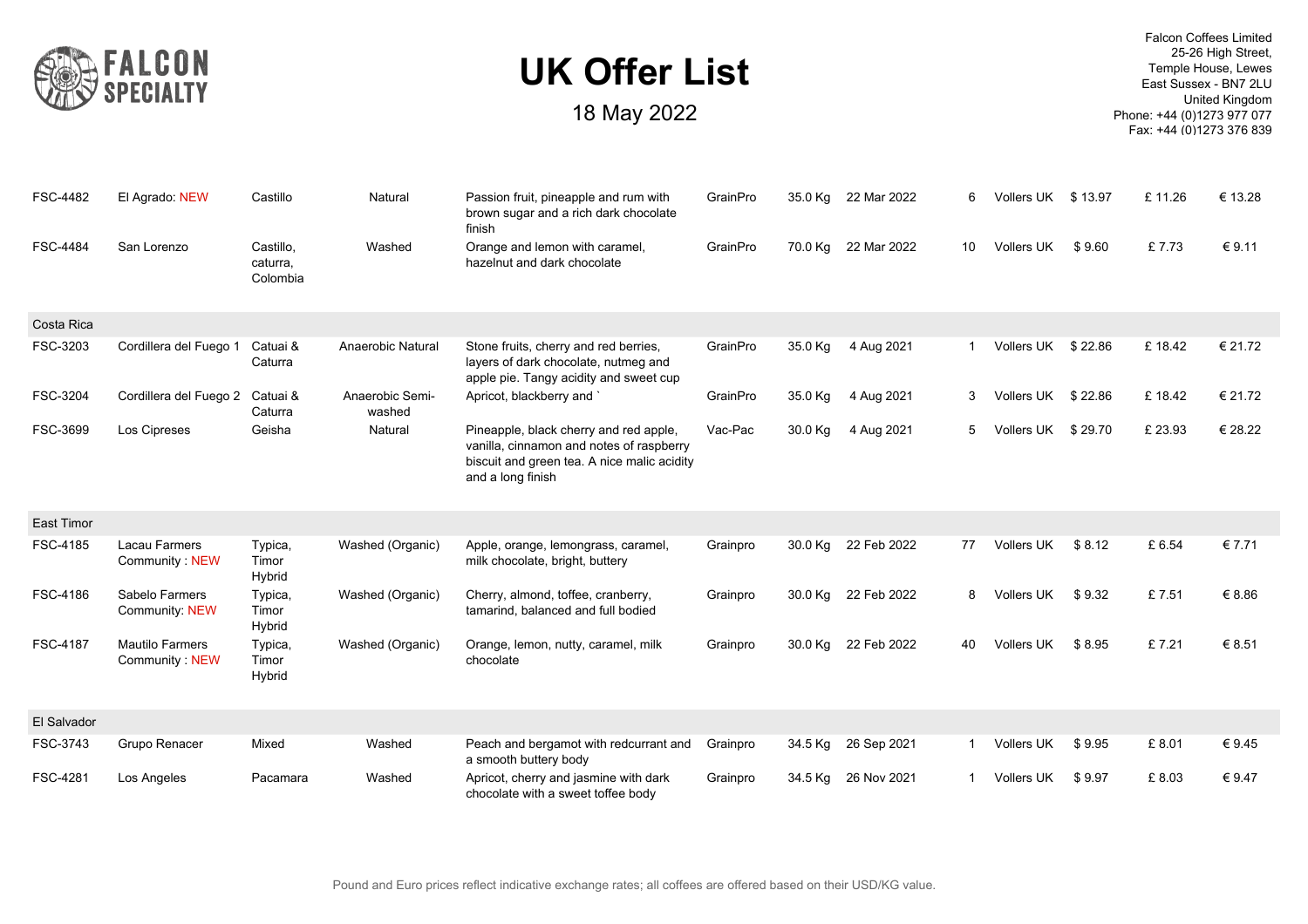# UK Offer List

18 May 2022

Falcon Coffees Limited
25-26 High Street,
Temple House, Lewes
East Sussex - BN7 2LU
United Kingdom
Phone: +44 (0)1273 977 077
Fax: +44 (0)1273 376 839

| | | | | | | | | | | | | |
|---|---|---|---|---|---|---|---|---|---|---|---|---|
| FSC-4482 | El Agrado: NEW | Castillo | Natural | Passion fruit, pineapple and rum with brown sugar and a rich dark chocolate finish | GrainPro | 35.0 Kg | 22 Mar 2022 | 6 | Vollers UK | $ 13.97 | £ 11.26 | € 13.28 |
| FSC-4484 | San Lorenzo | Castillo, caturra, Colombia | Washed | Orange and lemon with caramel, hazelnut and dark chocolate | GrainPro | 70.0 Kg | 22 Mar 2022 | 10 | Vollers UK | $ 9.60 | £ 7.73 | € 9.11 |
| **Costa Rica** | | | | | | | | | | | | |
| FSC-3203 | Cordillera del Fuego 1 | Catuai & Caturra | Anaerobic Natural | Stone fruits, cherry and red berries, layers of dark chocolate, nutmeg and apple pie. Tangy acidity and sweet cup | GrainPro | 35.0 Kg | 4 Aug 2021 | 1 | Vollers UK | $ 22.86 | £ 18.42 | € 21.72 |
| FSC-3204 | Cordillera del Fuego 2 | Catuai & Caturra | Anaerobic Semi-washed | Apricot, blackberry and ` | GrainPro | 35.0 Kg | 4 Aug 2021 | 3 | Vollers UK | $ 22.86 | £ 18.42 | € 21.72 |
| FSC-3699 | Los Cipreses | Geisha | Natural | Pineapple, black cherry and red apple, vanilla, cinnamon and notes of raspberry biscuit and green tea. A nice malic acidity and a long finish | Vac-Pac | 30.0 Kg | 4 Aug 2021 | 5 | Vollers UK | $ 29.70 | £ 23.93 | € 28.22 |
| **East Timor** | | | | | | | | | | | | |
| FSC-4185 | Lacau Farmers Community : NEW | Typica, Timor Hybrid | Washed (Organic) | Apple, orange, lemongrass, caramel, milk chocolate, bright, buttery | Grainpro | 30.0 Kg | 22 Feb 2022 | 77 | Vollers UK | $ 8.12 | £ 6.54 | € 7.71 |
| FSC-4186 | Sabelo Farmers Community: NEW | Typica, Timor Hybrid | Washed (Organic) | Cherry, almond, toffee, cranberry, tamarind, balanced and full bodied | Grainpro | 30.0 Kg | 22 Feb 2022 | 8 | Vollers UK | $ 9.32 | £ 7.51 | € 8.86 |
| FSC-4187 | Mautilo Farmers Community : NEW | Typica, Timor Hybrid | Washed (Organic) | Orange, lemon, nutty, caramel, milk chocolate | Grainpro | 30.0 Kg | 22 Feb 2022 | 40 | Vollers UK | $ 8.95 | £ 7.21 | € 8.51 |
| **El Salvador** | | | | | | | | | | | | |
| FSC-3743 | Grupo Renacer | Mixed | Washed | Peach and bergamot with redcurrant and a smooth buttery body | Grainpro | 34.5 Kg | 26 Sep 2021 | 1 | Vollers UK | $ 9.95 | £ 8.01 | € 9.45 |
| FSC-4281 | Los Angeles | Pacamara | Washed | Apricot, cherry and jasmine with dark chocolate with a sweet toffee body | Grainpro | 34.5 Kg | 26 Nov 2021 | 1 | Vollers UK | $ 9.97 | £ 8.03 | € 9.47 |

Pound and Euro prices reflect indicative exchange rates; all coffees are offered based on their USD/KG value.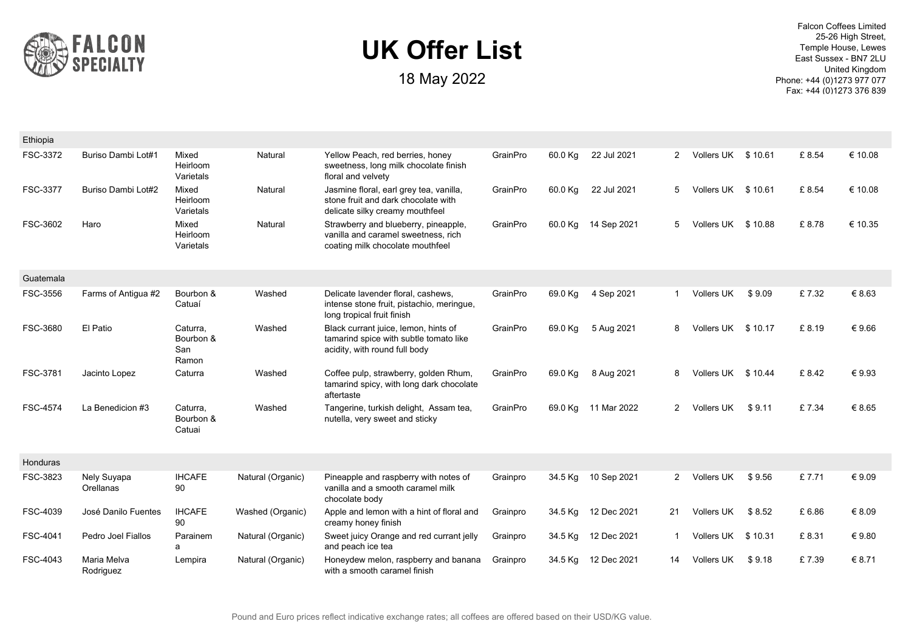# UK Offer List

18 May 2022

Falcon Coffees Limited
25-26 High Street,
Temple House, Lewes
East Sussex - BN7 2LU
United Kingdom
Phone: +44 (0)1273 977 077
Fax: +44 (0)1273 376 839

| | | | | | | | | | | | | |
|---|---|---|---|---|---|---|---|---|---|---|---|---|
| **Ethiopia** | | | | | | | | | | | | |
| FSC-3372 | Buriso Dambi Lot#1 | Mixed Heirloom Varietals | Natural | Yellow Peach, red berries, honey sweetness, long milk chocolate finish floral and velvety | GrainPro | 60.0 Kg | 22 Jul 2021 | 2 | Vollers UK | $ 10.61 | £ 8.54 | € 10.08 |
| FSC-3377 | Buriso Dambi Lot#2 | Mixed Heirloom Varietals | Natural | Jasmine floral, earl grey tea, vanilla, stone fruit and dark chocolate with delicate silky creamy mouthfeel | GrainPro | 60.0 Kg | 22 Jul 2021 | 5 | Vollers UK | $ 10.61 | £ 8.54 | € 10.08 |
| FSC-3602 | Haro | Mixed Heirloom Varietals | Natural | Strawberry and blueberry, pineapple, vanilla and caramel sweetness, rich coating milk chocolate mouthfeel | GrainPro | 60.0 Kg | 14 Sep 2021 | 5 | Vollers UK | $ 10.88 | £ 8.78 | € 10.35 |
| **Guatemala** | | | | | | | | | | | | |
| FSC-3556 | Farms of Antigua #2 | Bourbon & Catuaí | Washed | Delicate lavender floral, cashews, intense stone fruit, pistachio, meringue, long tropical fruit finish | GrainPro | 69.0 Kg | 4 Sep 2021 | 1 | Vollers UK | $ 9.09 | £ 7.32 | € 8.63 |
| FSC-3680 | El Patio | Caturra, Bourbon & San Ramon | Washed | Black currant juice, lemon, hints of tamarind spice with subtle tomato like acidity, with round full body | GrainPro | 69.0 Kg | 5 Aug 2021 | 8 | Vollers UK | $ 10.17 | £ 8.19 | € 9.66 |
| FSC-3781 | Jacinto Lopez | Caturra | Washed | Coffee pulp, strawberry, golden Rhum, tamarind spicy, with long dark chocolate aftertaste | GrainPro | 69.0 Kg | 8 Aug 2021 | 8 | Vollers UK | $ 10.44 | £ 8.42 | € 9.93 |
| FSC-4574 | La Benedicion #3 | Caturra, Bourbon & Catuai | Washed | Tangerine, turkish delight, Assam tea, nutella, very sweet and sticky | GrainPro | 69.0 Kg | 11 Mar 2022 | 2 | Vollers UK | $ 9.11 | £ 7.34 | € 8.65 |
| **Honduras** | | | | | | | | | | | | |
| FSC-3823 | Nely Suyapa Orellanas | IHCAFE 90 | Natural (Organic) | Pineapple and raspberry with notes of vanilla and a smooth caramel milk chocolate body | Grainpro | 34.5 Kg | 10 Sep 2021 | 2 | Vollers UK | $ 9.56 | £ 7.71 | € 9.09 |
| FSC-4039 | José Danilo Fuentes | IHCAFE 90 | Washed (Organic) | Apple and lemon with a hint of floral and creamy honey finish | Grainpro | 34.5 Kg | 12 Dec 2021 | 21 | Vollers UK | $ 8.52 | £ 6.86 | € 8.09 |
| FSC-4041 | Pedro Joel Fiallos | Parainema | Natural (Organic) | Sweet juicy Orange and red currant jelly and peach ice tea | Grainpro | 34.5 Kg | 12 Dec 2021 | 1 | Vollers UK | $ 10.31 | £ 8.31 | € 9.80 |
| FSC-4043 | Maria Melva Rodriguez | Lempira | Natural (Organic) | Honeydew melon, raspberry and banana with a smooth caramel finish | Grainpro | 34.5 Kg | 12 Dec 2021 | 14 | Vollers UK | $ 9.18 | £ 7.39 | € 8.71 |

Pound and Euro prices reflect indicative exchange rates; all coffees are offered based on their USD/KG value.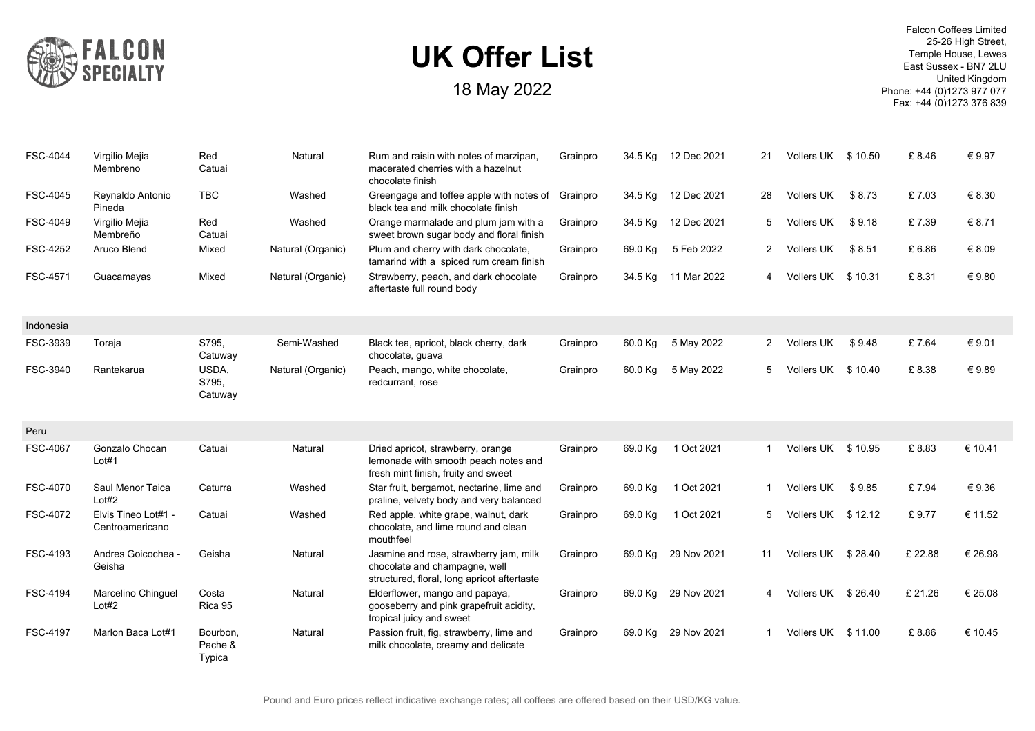# UK Offer List

18 May 2022

Falcon Coffees Limited
25-26 High Street,
Temple House, Lewes
East Sussex - BN7 2LU
United Kingdom
Phone: +44 (0)1273 977 077
Fax: +44 (0)1273 376 839

| | | | | | | | | | | | | |
|---|---|---|---|---|---|---|---|---|---|---|---|---|
| FSC-4044 | Virgilio Mejia Membreno | Red Catuai | Natural | Rum and raisin with notes of marzipan, macerated cherries with a hazelnut chocolate finish | Grainpro | 34.5 Kg | 12 Dec 2021 | 21 | Vollers UK | $ 10.50 | £ 8.46 | € 9.97 |
| FSC-4045 | Reynaldo Antonio Pineda | TBC | Washed | Greengage and toffee apple with notes of black tea and milk chocolate finish | Grainpro | 34.5 Kg | 12 Dec 2021 | 28 | Vollers UK | $ 8.73 | £ 7.03 | € 8.30 |
| FSC-4049 | Virgilio Mejia Membreño | Red Catuai | Washed | Orange marmalade and plum jam with a sweet brown sugar body and floral finish | Grainpro | 34.5 Kg | 12 Dec 2021 | 5 | Vollers UK | $ 9.18 | £ 7.39 | € 8.71 |
| FSC-4252 | Aruco Blend | Mixed | Natural (Organic) | Plum and cherry with dark chocolate, tamarind with a spiced rum cream finish | Grainpro | 69.0 Kg | 5 Feb 2022 | 2 | Vollers UK | $ 8.51 | £ 6.86 | € 8.09 |
| FSC-4571 | Guacamayas | Mixed | Natural (Organic) | Strawberry, peach, and dark chocolate aftertaste full round body | Grainpro | 34.5 Kg | 11 Mar 2022 | 4 | Vollers UK | $ 10.31 | £ 8.31 | € 9.80 |
| **Indonesia** | | | | | | | | | | | | |
| FSC-3939 | Toraja | S795, Catuway | Semi-Washed | Black tea, apricot, black cherry, dark chocolate, guava | Grainpro | 60.0 Kg | 5 May 2022 | 2 | Vollers UK | $ 9.48 | £ 7.64 | € 9.01 |
| FSC-3940 | Rantekarua | USDA, S795, Catuway | Natural (Organic) | Peach, mango, white chocolate, redcurrant, rose | Grainpro | 60.0 Kg | 5 May 2022 | 5 | Vollers UK | $ 10.40 | £ 8.38 | € 9.89 |
| **Peru** | | | | | | | | | | | | |
| FSC-4067 | Gonzalo Chocan Lot#1 | Catuai | Natural | Dried apricot, strawberry, orange lemonade with smooth peach notes and fresh mint finish, fruity and sweet | Grainpro | 69.0 Kg | 1 Oct 2021 | 1 | Vollers UK | $ 10.95 | £ 8.83 | € 10.41 |
| FSC-4070 | Saul Menor Taica Lot#2 | Caturra | Washed | Star fruit, bergamot, nectarine, lime and praline, velvety body and very balanced | Grainpro | 69.0 Kg | 1 Oct 2021 | 1 | Vollers UK | $ 9.85 | £ 7.94 | € 9.36 |
| FSC-4072 | Elvis Tineo Lot#1 - Centroamericano | Catuai | Washed | Red apple, white grape, walnut, dark chocolate, and lime round and clean mouthfeel | Grainpro | 69.0 Kg | 1 Oct 2021 | 5 | Vollers UK | $ 12.12 | £ 9.77 | € 11.52 |
| FSC-4193 | Andres Goicochea - Geisha | Geisha | Natural | Jasmine and rose, strawberry jam, milk chocolate and champagne, well structured, floral, long apricot aftertaste | Grainpro | 69.0 Kg | 29 Nov 2021 | 11 | Vollers UK | $ 28.40 | £ 22.88 | € 26.98 |
| FSC-4194 | Marcelino Chinguel Lot#2 | Costa Rica 95 | Natural | Elderflower, mango and papaya, gooseberry and pink grapefruit acidity, tropical juicy and sweet | Grainpro | 69.0 Kg | 29 Nov 2021 | 4 | Vollers UK | $ 26.40 | £ 21.26 | € 25.08 |
| FSC-4197 | Marlon Baca Lot#1 | Bourbon, Pache & Typica | Natural | Passion fruit, fig, strawberry, lime and milk chocolate, creamy and delicate | Grainpro | 69.0 Kg | 29 Nov 2021 | 1 | Vollers UK | $ 11.00 | £ 8.86 | € 10.45 |

Pound and Euro prices reflect indicative exchange rates; all coffees are offered based on their USD/KG value.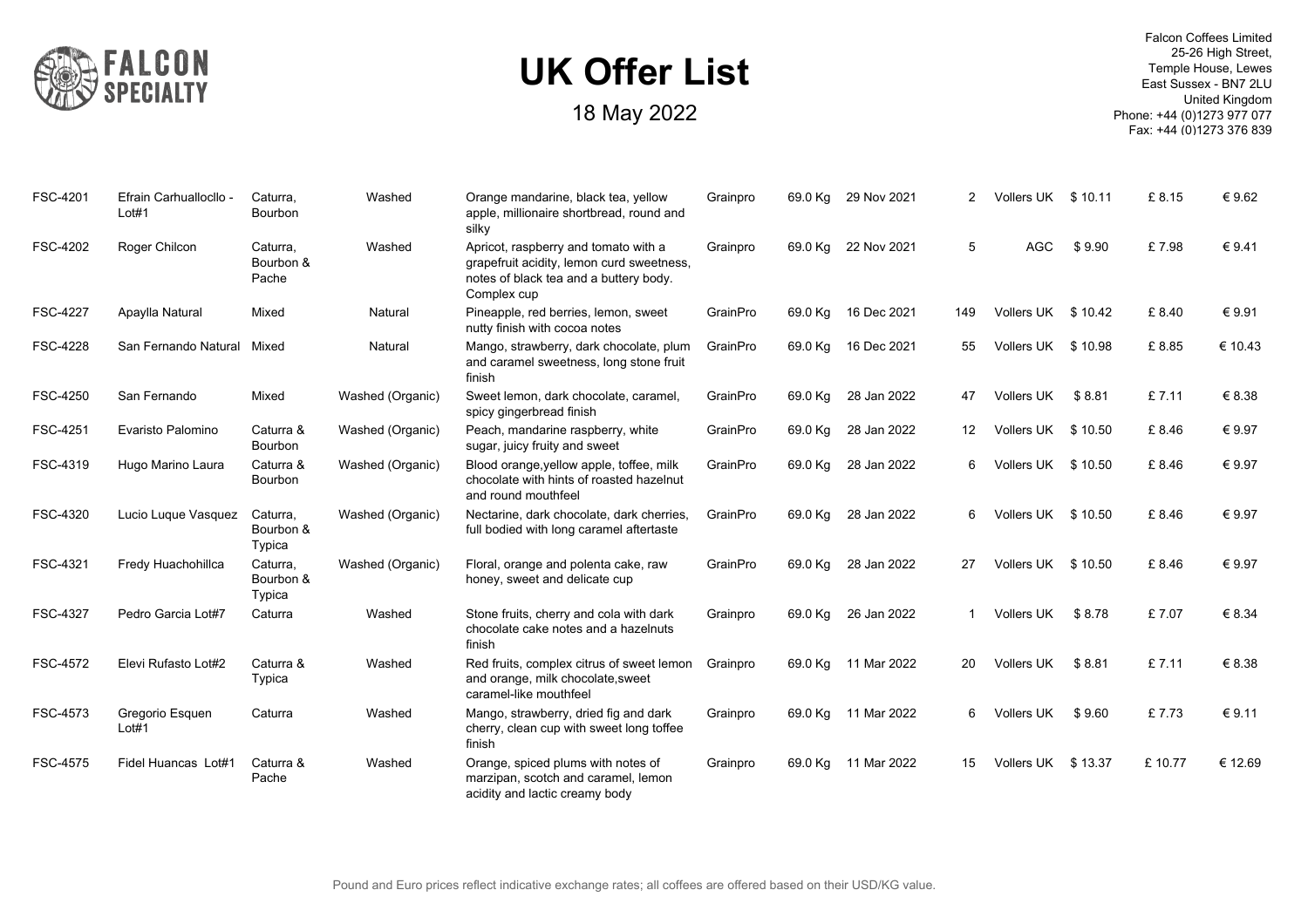# UK Offer List

18 May 2022

Falcon Coffees Limited
25-26 High Street,
Temple House, Lewes
East Sussex - BN7 2LU
United Kingdom
Phone: +44 (0)1273 977 077
Fax: +44 (0)1273 376 839

| | | | | | | | | | | | | |
|---|---|---|---|---|---|---|---|---|---|---|---|---|
| FSC-4201 | Efrain Carhuallocllo - Lot#1 | Caturra, Bourbon | Washed | Orange mandarine, black tea, yellow apple, millionaire shortbread, round and silky | Grainpro | 69.0 Kg | 29 Nov 2021 | 2 | Vollers UK | $ 10.11 | £ 8.15 | € 9.62 |
| FSC-4202 | Roger Chilcon | Caturra, Bourbon & Pache | Washed | Apricot, raspberry and tomato with a grapefruit acidity, lemon curd sweetness, notes of black tea and a buttery body. Complex cup | Grainpro | 69.0 Kg | 22 Nov 2021 | 5 | AGC | $ 9.90 | £ 7.98 | € 9.41 |
| FSC-4227 | Apaylla Natural | Mixed | Natural | Pineapple, red berries, lemon, sweet nutty finish with cocoa notes | GrainPro | 69.0 Kg | 16 Dec 2021 | 149 | Vollers UK | $ 10.42 | £ 8.40 | € 9.91 |
| FSC-4228 | San Fernando Natural | Mixed | Natural | Mango, strawberry, dark chocolate, plum and caramel sweetness, long stone fruit finish | GrainPro | 69.0 Kg | 16 Dec 2021 | 55 | Vollers UK | $ 10.98 | £ 8.85 | € 10.43 |
| FSC-4250 | San Fernando | Mixed | Washed (Organic) | Sweet lemon, dark chocolate, caramel, spicy gingerbread finish | GrainPro | 69.0 Kg | 28 Jan 2022 | 47 | Vollers UK | $ 8.81 | £ 7.11 | € 8.38 |
| FSC-4251 | Evaristo Palomino | Caturra & Bourbon | Washed (Organic) | Peach, mandarine raspberry, white sugar, juicy fruity and sweet | GrainPro | 69.0 Kg | 28 Jan 2022 | 12 | Vollers UK | $ 10.50 | £ 8.46 | € 9.97 |
| FSC-4319 | Hugo Marino Laura | Caturra & Bourbon | Washed (Organic) | Blood orange,yellow apple, toffee, milk chocolate with hints of roasted hazelnut and round mouthfeel | GrainPro | 69.0 Kg | 28 Jan 2022 | 6 | Vollers UK | $ 10.50 | £ 8.46 | € 9.97 |
| FSC-4320 | Lucio Luque Vasquez | Caturra, Bourbon & Typica | Washed (Organic) | Nectarine, dark chocolate, dark cherries, full bodied with long caramel aftertaste | GrainPro | 69.0 Kg | 28 Jan 2022 | 6 | Vollers UK | $ 10.50 | £ 8.46 | € 9.97 |
| FSC-4321 | Fredy Huachohillca | Caturra, Bourbon & Typica | Washed (Organic) | Floral, orange and polenta cake, raw honey, sweet and delicate cup | GrainPro | 69.0 Kg | 28 Jan 2022 | 27 | Vollers UK | $ 10.50 | £ 8.46 | € 9.97 |
| FSC-4327 | Pedro Garcia Lot#7 | Caturra | Washed | Stone fruits, cherry and cola with dark chocolate cake notes and a hazelnuts finish | Grainpro | 69.0 Kg | 26 Jan 2022 | 1 | Vollers UK | $ 8.78 | £ 7.07 | € 8.34 |
| FSC-4572 | Elevi Rufasto Lot#2 | Caturra & Typica | Washed | Red fruits, complex citrus of sweet lemon and orange, milk chocolate,sweet caramel-like mouthfeel | Grainpro | 69.0 Kg | 11 Mar 2022 | 20 | Vollers UK | $ 8.81 | £ 7.11 | € 8.38 |
| FSC-4573 | Gregorio Esquen Lot#1 | Caturra | Washed | Mango, strawberry, dried fig and dark cherry, clean cup with sweet long toffee finish | Grainpro | 69.0 Kg | 11 Mar 2022 | 6 | Vollers UK | $ 9.60 | £ 7.73 | € 9.11 |
| FSC-4575 | Fidel Huancas Lot#1 | Caturra & Pache | Washed | Orange, spiced plums with notes of marzipan, scotch and caramel, lemon acidity and lactic creamy body | Grainpro | 69.0 Kg | 11 Mar 2022 | 15 | Vollers UK | $ 13.37 | £ 10.77 | € 12.69 |

Pound and Euro prices reflect indicative exchange rates; all coffees are offered based on their USD/KG value.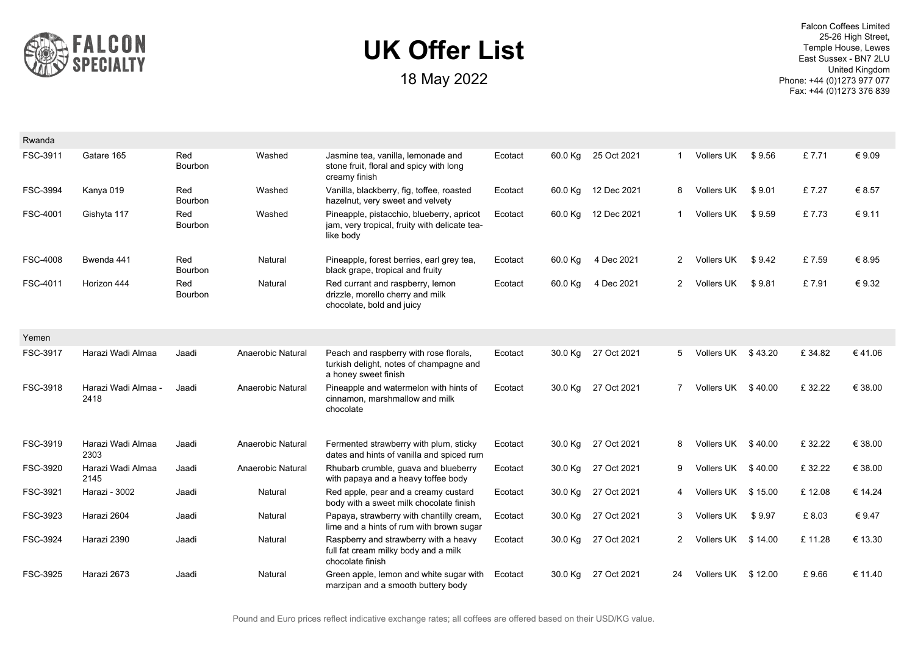# UK Offer List

18 May 2022

Falcon Coffees Limited
25-26 High Street,
Temple House, Lewes
East Sussex - BN7 2LU
United Kingdom
Phone: +44 (0)1273 977 077
Fax: +44 (0)1273 376 839

| | | | | | | | | | | | | |
|---|---|---|---|---|---|---|---|---|---|---|---|---|
| **Rwanda** | | | | | | | | | | | | |
| FSC-3911 | Gatare 165 | Red Bourbon | Washed | Jasmine tea, vanilla, lemonade and stone fruit, floral and spicy with long creamy finish | Ecotact | 60.0 Kg | 25 Oct 2021 | 1 | Vollers UK | $ 9.56 | £ 7.71 | € 9.09 |
| FSC-3994 | Kanya 019 | Red Bourbon | Washed | Vanilla, blackberry, fig, toffee, roasted hazelnut, very sweet and velvety | Ecotact | 60.0 Kg | 12 Dec 2021 | 8 | Vollers UK | $ 9.01 | £ 7.27 | € 8.57 |
| FSC-4001 | Gishyta 117 | Red Bourbon | Washed | Pineapple, pistacchio, blueberry, apricot jam, very tropical, fruity with delicate tea-like body | Ecotact | 60.0 Kg | 12 Dec 2021 | 1 | Vollers UK | $ 9.59 | £ 7.73 | € 9.11 |
| FSC-4008 | Bwenda 441 | Red Bourbon | Natural | Pineapple, forest berries, earl grey tea, black grape, tropical and fruity | Ecotact | 60.0 Kg | 4 Dec 2021 | 2 | Vollers UK | $ 9.42 | £ 7.59 | € 8.95 |
| FSC-4011 | Horizon 444 | Red Bourbon | Natural | Red currant and raspberry, lemon drizzle, morello cherry and milk chocolate, bold and juicy | Ecotact | 60.0 Kg | 4 Dec 2021 | 2 | Vollers UK | $ 9.81 | £ 7.91 | € 9.32 |
| **Yemen** | | | | | | | | | | | | |
| FSC-3917 | Harazi Wadi Almaa | Jaadi | Anaerobic Natural | Peach and raspberry with rose florals, turkish delight, notes of champagne and a honey sweet finish | Ecotact | 30.0 Kg | 27 Oct 2021 | 5 | Vollers UK | $ 43.20 | £ 34.82 | € 41.06 |
| FSC-3918 | Harazi Wadi Almaa - 2418 | Jaadi | Anaerobic Natural | Pineapple and watermelon with hints of cinnamon, marshmallow and milk chocolate | Ecotact | 30.0 Kg | 27 Oct 2021 | 7 | Vollers UK | $ 40.00 | £ 32.22 | € 38.00 |
| FSC-3919 | Harazi Wadi Almaa 2303 | Jaadi | Anaerobic Natural | Fermented strawberry with plum, sticky dates and hints of vanilla and spiced rum | Ecotact | 30.0 Kg | 27 Oct 2021 | 8 | Vollers UK | $ 40.00 | £ 32.22 | € 38.00 |
| FSC-3920 | Harazi Wadi Almaa 2145 | Jaadi | Anaerobic Natural | Rhubarb crumble, guava and blueberry with papaya and a heavy toffee body | Ecotact | 30.0 Kg | 27 Oct 2021 | 9 | Vollers UK | $ 40.00 | £ 32.22 | € 38.00 |
| FSC-3921 | Harazi - 3002 | Jaadi | Natural | Red apple, pear and a creamy custard body with a sweet milk chocolate finish | Ecotact | 30.0 Kg | 27 Oct 2021 | 4 | Vollers UK | $ 15.00 | £ 12.08 | € 14.24 |
| FSC-3923 | Harazi 2604 | Jaadi | Natural | Papaya, strawberry with chantilly cream, lime and a hints of rum with brown sugar | Ecotact | 30.0 Kg | 27 Oct 2021 | 3 | Vollers UK | $ 9.97 | £ 8.03 | € 9.47 |
| FSC-3924 | Harazi 2390 | Jaadi | Natural | Raspberry and strawberry with a heavy full fat cream milky body and a milk chocolate finish | Ecotact | 30.0 Kg | 27 Oct 2021 | 2 | Vollers UK | $ 14.00 | £ 11.28 | € 13.30 |
| FSC-3925 | Harazi 2673 | Jaadi | Natural | Green apple, lemon and white sugar with marzipan and a smooth buttery body | Ecotact | 30.0 Kg | 27 Oct 2021 | 24 | Vollers UK | $ 12.00 | £ 9.66 | € 11.40 |

Pound and Euro prices reflect indicative exchange rates; all coffees are offered based on their USD/KG value.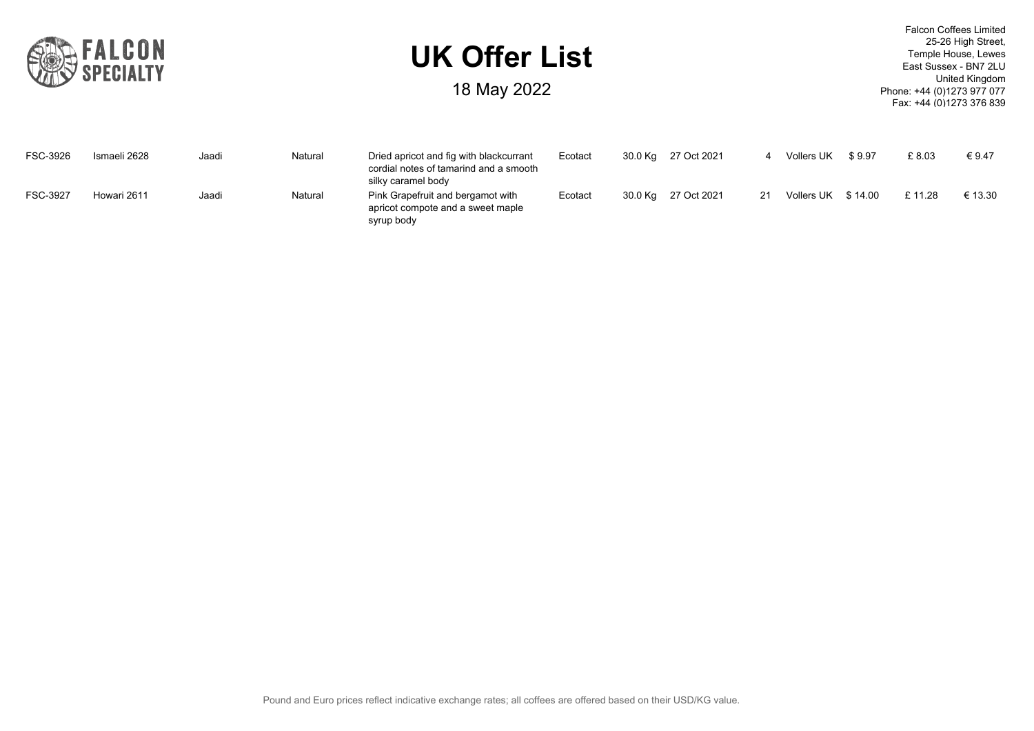# UK Offer List

18 May 2022

Falcon Coffees Limited
25-26 High Street,
Temple House, Lewes
East Sussex - BN7 2LU
United Kingdom
Phone: +44 (0)1273 977 077
Fax: +44 (0)1273 376 839

| | | | | | | | | | | | | |
|---|---|---|---|---|---|---|---|---|---|---|---|---|
| FSC-3926 | Ismaeli 2628 | Jaadi | Natural | Dried apricot and fig with blackcurrant cordial notes of tamarind and a smooth silky caramel body | Ecotact | 30.0 Kg | 27 Oct 2021 | 4 | Vollers UK | $ 9.97 | £ 8.03 | € 9.47 |
| FSC-3927 | Howari 2611 | Jaadi | Natural | Pink Grapefruit and bergamot with apricot compote and a sweet maple syrup body | Ecotact | 30.0 Kg | 27 Oct 2021 | 21 | Vollers UK | $ 14.00 | £ 11.28 | € 13.30 |

Pound and Euro prices reflect indicative exchange rates; all coffees are offered based on their USD/KG value.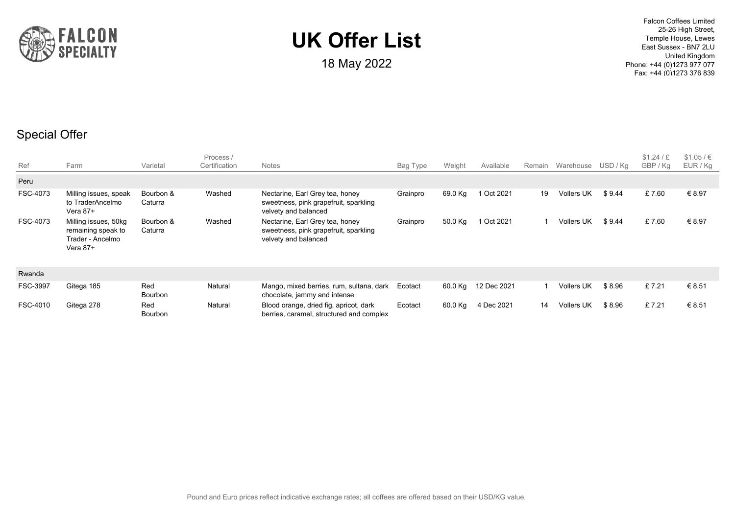# UK Offer List

18 May 2022

Falcon Coffees Limited
25-26 High Street,
Temple House, Lewes
East Sussex - BN7 2LU
United Kingdom
Phone: +44 (0)1273 977 077
Fax: +44 (0)1273 376 839

## Special Offer

| Ref | Farm | Varietal | Process / Certification | Notes | Bag Type | Weight | Available | Remain | Warehouse | USD / Kg | $1.24 / £ GBP / Kg | $1.05 / € EUR / Kg |
|---|---|---|---|---|---|---|---|---|---|---|---|---|
| Peru | | | | | | | | | | | | |
| FSC-4073 | Milling issues, speak to TraderAncelmo Vera 87+ | Bourbon & Caturra | Washed | Nectarine, Earl Grey tea, honey sweetness, pink grapefruit, sparkling velvety and balanced | Grainpro | 69.0 Kg | 1 Oct 2021 | 19 | Vollers UK | $ 9.44 | £ 7.60 | € 8.97 |
| FSC-4073 | Milling issues, 50kg remaining speak to Trader - Ancelmo Vera 87+ | Bourbon & Caturra | Washed | Nectarine, Earl Grey tea, honey sweetness, pink grapefruit, sparkling velvety and balanced | Grainpro | 50.0 Kg | 1 Oct 2021 | 1 | Vollers UK | $ 9.44 | £ 7.60 | € 8.97 |
| Rwanda | | | | | | | | | | | | |
| FSC-3997 | Gitega 185 | Red Bourbon | Natural | Mango, mixed berries, rum, sultana, dark chocolate, jammy and intense | Ecotact | 60.0 Kg | 12 Dec 2021 | 1 | Vollers UK | $ 8.96 | £ 7.21 | € 8.51 |
| FSC-4010 | Gitega 278 | Red Bourbon | Natural | Blood orange, dried fig, apricot, dark berries, caramel, structured and complex | Ecotact | 60.0 Kg | 4 Dec 2021 | 14 | Vollers UK | $ 8.96 | £ 7.21 | € 8.51 |

Pound and Euro prices reflect indicative exchange rates; all coffees are offered based on their USD/KG value.